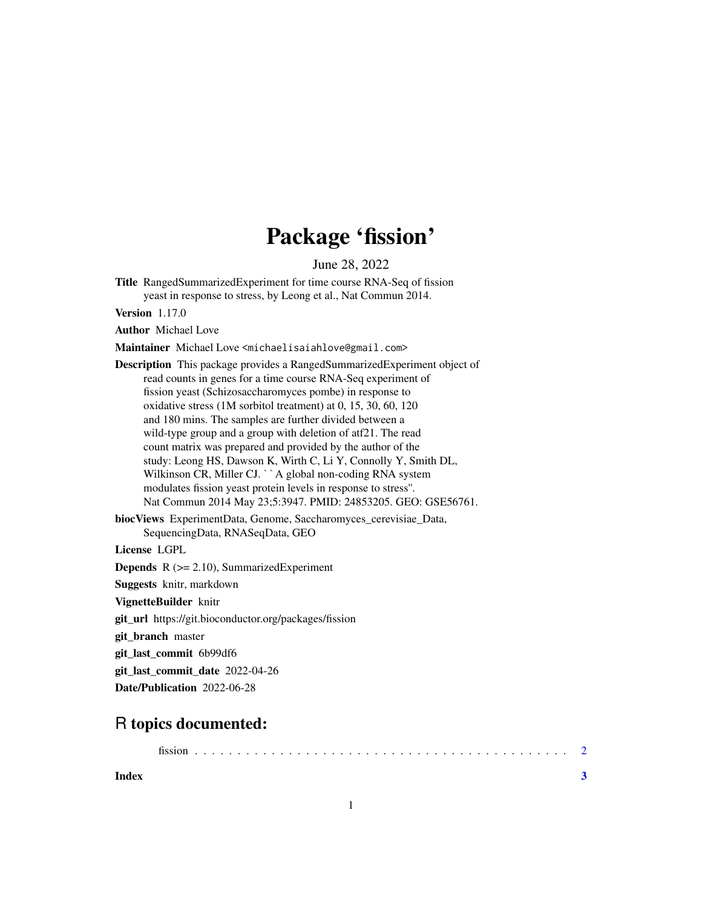# Package 'fission'

June 28, 2022

**Title** RangedSummarizedExperiment for time course RNA-Seq of fission yeast in response to stress, by Leong et al., Nat Commun 2014.

**Version** 1.17.0

**Author** Michael Love

**Maintainer** Michael Love <michaelisaiahlove@gmail.com>

**Description** This package provides a RangedSummarizedExperiment object of read counts in genes for a time course RNA-Seq experiment of fission yeast (Schizosaccharomyces pombe) in response to oxidative stress (1M sorbitol treatment) at 0, 15, 30, 60, 120 and 180 mins. The samples are further divided between a wild-type group and a group with deletion of atf21. The read count matrix was prepared and provided by the author of the study: Leong HS, Dawson K, Wirth C, Li Y, Connolly Y, Smith DL, Wilkinson CR, Miller CJ. ``A global non-coding RNA system modulates fission yeast protein levels in response to stress''. Nat Commun 2014 May 23;5:3947. PMID: 24853205. GEO: GSE56761.

**biocViews** ExperimentData, Genome, Saccharomyces_cerevisiae_Data, SequencingData, RNASeqData, GEO

**License** LGPL

**Depends** R (>= 2.10), SummarizedExperiment

**Suggests** knitr, markdown

**VignetteBuilder** knitr

**git_url** https://git.bioconductor.org/packages/fission

**git_branch** master

**git_last_commit** 6b99df6

**git_last_commit_date** 2022-04-26

**Date/Publication** 2022-06-28

## R topics documented:

fission . . . . . . . . . . . . . . . . . . . . . . . . . . . . . . . . . . . . . . . . . . . . 2

**Index** **3**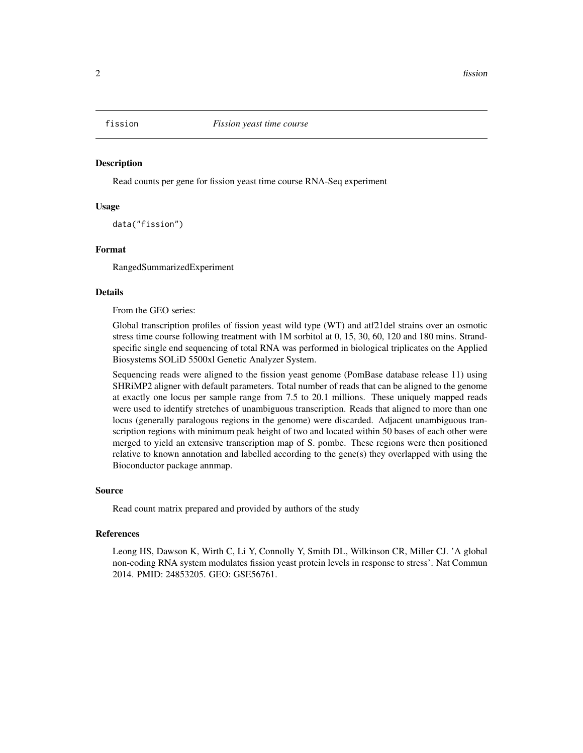# fission — *Fission yeast time course*

## Description

Read counts per gene for fission yeast time course RNA-Seq experiment

## Usage

```
data("fission")
```

## Format

RangedSummarizedExperiment

## Details

From the GEO series:

Global transcription profiles of fission yeast wild type (WT) and atf21del strains over an osmotic stress time course following treatment with 1M sorbitol at 0, 15, 30, 60, 120 and 180 mins. Strand-specific single end sequencing of total RNA was performed in biological triplicates on the Applied Biosystems SOLiD 5500xl Genetic Analyzer System.

Sequencing reads were aligned to the fission yeast genome (PomBase database release 11) using SHRiMP2 aligner with default parameters. Total number of reads that can be aligned to the genome at exactly one locus per sample range from 7.5 to 20.1 millions. These uniquely mapped reads were used to identify stretches of unambiguous transcription. Reads that aligned to more than one locus (generally paralogous regions in the genome) were discarded. Adjacent unambiguous transcription regions with minimum peak height of two and located within 50 bases of each other were merged to yield an extensive transcription map of S. pombe. These regions were then positioned relative to known annotation and labelled according to the gene(s) they overlapped with using the Bioconductor package annmap.

## Source

Read count matrix prepared and provided by authors of the study

## References

Leong HS, Dawson K, Wirth C, Li Y, Connolly Y, Smith DL, Wilkinson CR, Miller CJ. 'A global non-coding RNA system modulates fission yeast protein levels in response to stress'. Nat Commun 2014. PMID: 24853205. GEO: GSE56761.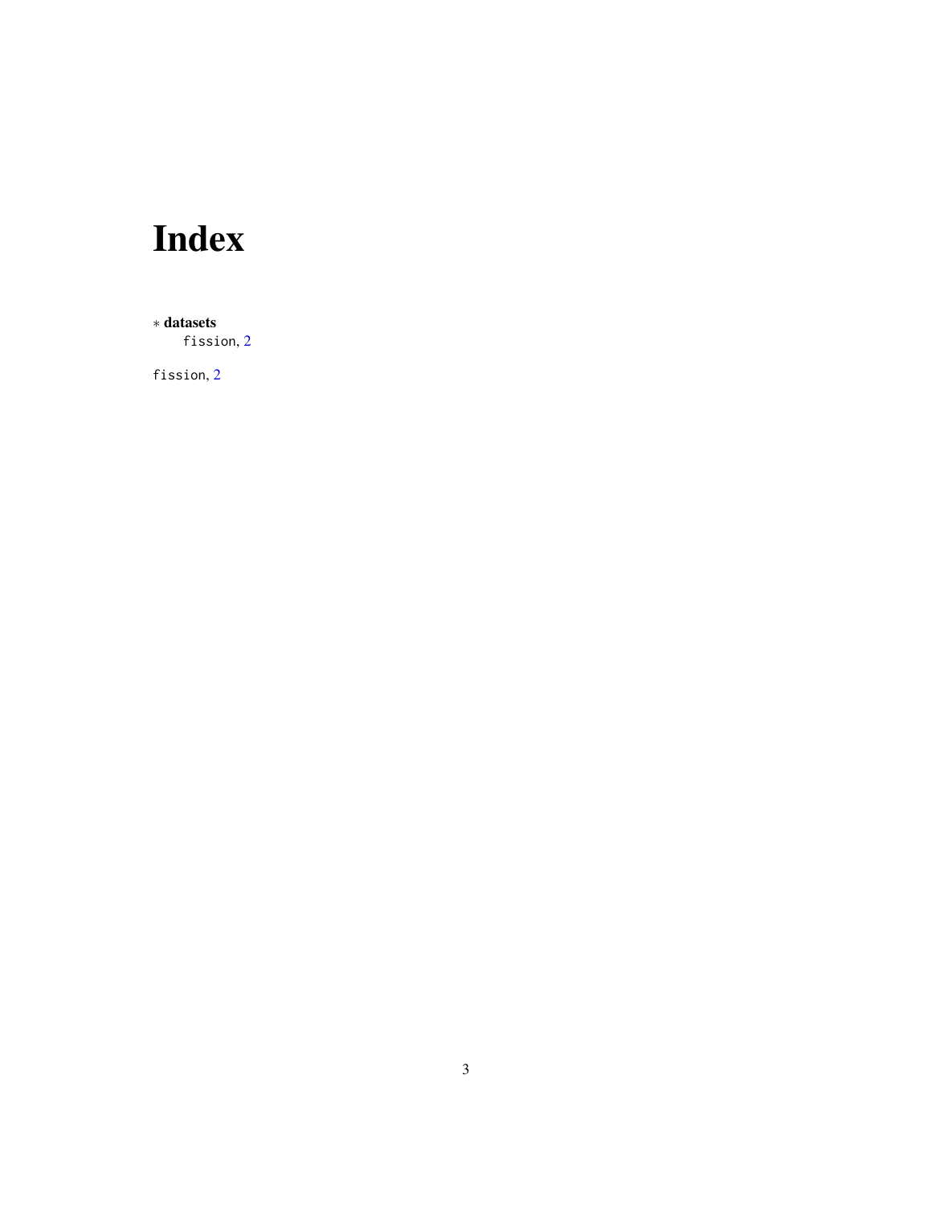# Index

∗ **datasets**
    fission, 2

fission, 2